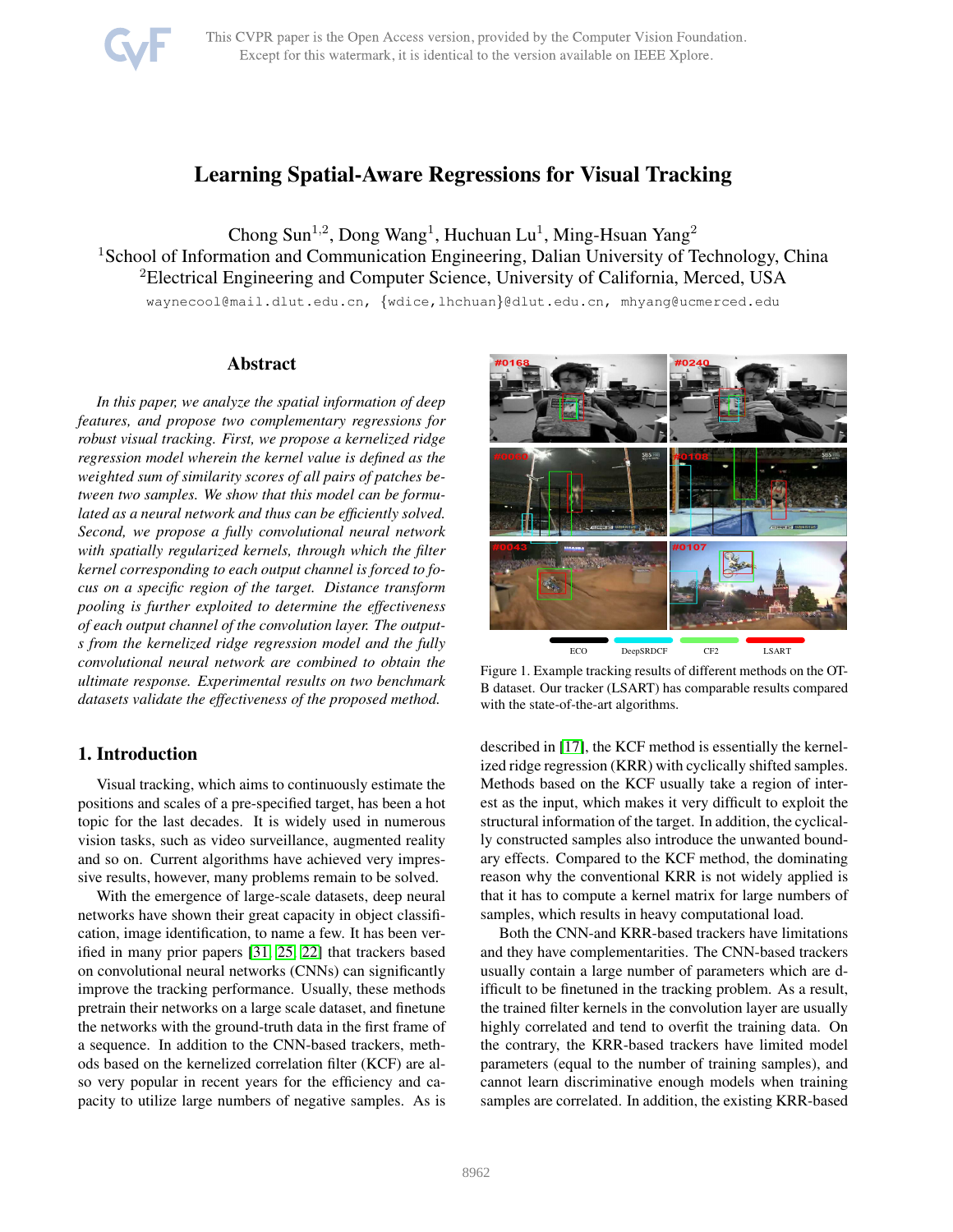# Learning Spatial-Aware Regressions for Visual Tracking

Chong Sun[1,2], Dong Wang[1], Huchuan Lu[1], Ming-Hsuan Yang[2]

[1]School of Information and Communication Engineering, Dalian University of Technology, China

[2]Electrical Engineering and Computer Science, University of California, Merced, USA

waynecool@mail.dlut.edu.cn, {wdice,lhchuan}@dlut.edu.cn, mhyang@ucmerced.edu

## Abstract

*In this paper, we analyze the spatial information of deep features, and propose two complementary regressions for robust visual tracking. First, we propose a kernelized ridge regression model wherein the kernel value is defined as the weighted sum of similarity scores of all pairs of patches between two samples. We show that this model can be formulated as a neural network and thus can be efficiently solved. Second, we propose a fully convolutional neural network with spatially regularized kernels, through which the filter kernel corresponding to each output channel is forced to focus on a specific region of the target. Distance transform pooling is further exploited to determine the effectiveness of each output channel of the convolution layer. The outputs from the kernelized ridge regression model and the fully convolutional neural network are combined to obtain the ultimate response. Experimental results on two benchmark datasets validate the effectiveness of the proposed method.*

## 1. Introduction

Visual tracking, which aims to continuously estimate the positions and scales of a pre-specified target, has been a hot topic for the last decades. It is widely used in numerous vision tasks, such as video surveillance, augmented reality and so on. Current algorithms have achieved very impressive results, however, many problems remain to be solved.

With the emergence of large-scale datasets, deep neural networks have shown their great capacity in object classification, image identification, to name a few. It has been verified in many prior papers [31, 25, 22] that trackers based on convolutional neural networks (CNNs) can significantly improve the tracking performance. Usually, these methods pretrain their networks on a large scale dataset, and finetune the networks with the ground-truth data in the first frame of a sequence. In addition to the CNN-based trackers, methods based on the kernelized correlation filter (KCF) are also very popular in recent years for the efficiency and capacity to utilize large numbers of negative samples. As is described in [17], the KCF method is essentially the kernelized ridge regression (KRR) with cyclically shifted samples. Methods based on the KCF usually take a region of interest as the input, which makes it very difficult to exploit the structural information of the target. In addition, the cyclically constructed samples also introduce the unwanted boundary effects. Compared to the KCF method, the dominating reason why the conventional KRR is not widely applied is that it has to compute a kernel matrix for large numbers of samples, which results in heavy computational load.

Figure 1. Example tracking results of different methods on the OTB dataset. Our tracker (LSART) has comparable results compared with the state-of-the-art algorithms.

Both the CNN-and KRR-based trackers have limitations and they have complementarities. The CNN-based trackers usually contain a large number of parameters which are difficult to be finetuned in the tracking problem. As a result, the trained filter kernels in the convolution layer are usually highly correlated and tend to overfit the training data. On the contrary, the KRR-based trackers have limited model parameters (equal to the number of training samples), and cannot learn discriminative enough models when training samples are correlated. In addition, the existing KRR-based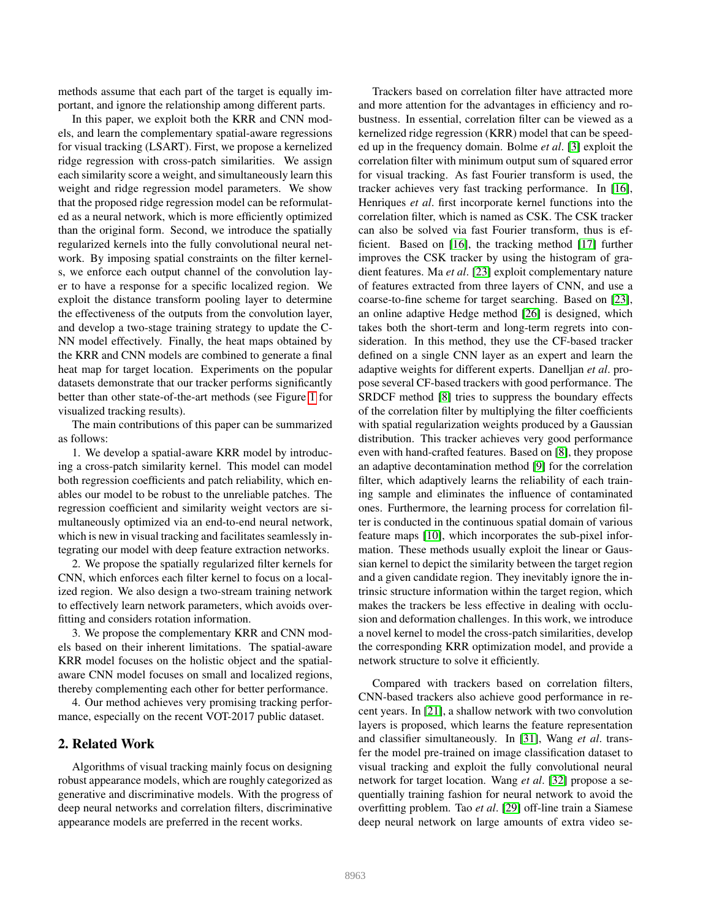methods assume that each part of the target is equally important, and ignore the relationship among different parts.

In this paper, we exploit both the KRR and CNN models, and learn the complementary spatial-aware regressions for visual tracking (LSART). First, we propose a kernelized ridge regression with cross-patch similarities. We assign each similarity score a weight, and simultaneously learn this weight and ridge regression model parameters. We show that the proposed ridge regression model can be reformulated as a neural network, which is more efficiently optimized than the original form. Second, we introduce the spatially regularized kernels into the fully convolutional neural network. By imposing spatial constraints on the filter kernels, we enforce each output channel of the convolution layer to have a response for a specific localized region. We exploit the distance transform pooling layer to determine the effectiveness of the outputs from the convolution layer, and develop a two-stage training strategy to update the CNN model effectively. Finally, the heat maps obtained by the KRR and CNN models are combined to generate a final heat map for target location. Experiments on the popular datasets demonstrate that our tracker performs significantly better than other state-of-the-art methods (see Figure 1 for visualized tracking results).

The main contributions of this paper can be summarized as follows:

1. We develop a spatial-aware KRR model by introducing a cross-patch similarity kernel. This model can model both regression coefficients and patch reliability, which enables our model to be robust to the unreliable patches. The regression coefficient and similarity weight vectors are simultaneously optimized via an end-to-end neural network, which is new in visual tracking and facilitates seamlessly integrating our model with deep feature extraction networks.

2. We propose the spatially regularized filter kernels for CNN, which enforces each filter kernel to focus on a localized region. We also design a two-stream training network to effectively learn network parameters, which avoids overfitting and considers rotation information.

3. We propose the complementary KRR and CNN models based on their inherent limitations. The spatial-aware KRR model focuses on the holistic object and the spatial-aware CNN model focuses on small and localized regions, thereby complementing each other for better performance.

4. Our method achieves very promising tracking performance, especially on the recent VOT-2017 public dataset.

## 2. Related Work

Algorithms of visual tracking mainly focus on designing robust appearance models, which are roughly categorized as generative and discriminative models. With the progress of deep neural networks and correlation filters, discriminative appearance models are preferred in the recent works.

Trackers based on correlation filter have attracted more and more attention for the advantages in efficiency and robustness. In essential, correlation filter can be viewed as a kernelized ridge regression (KRR) model that can be speeded up in the frequency domain. Bolme *et al*. [3] exploit the correlation filter with minimum output sum of squared error for visual tracking. As fast Fourier transform is used, the tracker achieves very fast tracking performance. In [16], Henriques *et al*. first incorporate kernel functions into the correlation filter, which is named as CSK. The CSK tracker can also be solved via fast Fourier transform, thus is efficient. Based on [16], the tracking method [17] further improves the CSK tracker by using the histogram of gradient features. Ma *et al*. [23] exploit complementary nature of features extracted from three layers of CNN, and use a coarse-to-fine scheme for target searching. Based on [23], an online adaptive Hedge method [26] is designed, which takes both the short-term and long-term regrets into consideration. In this method, they use the CF-based tracker defined on a single CNN layer as an expert and learn the adaptive weights for different experts. Danelljan *et al*. propose several CF-based trackers with good performance. The SRDCF method [8] tries to suppress the boundary effects of the correlation filter by multiplying the filter coefficients with spatial regularization weights produced by a Gaussian distribution. This tracker achieves very good performance even with hand-crafted features. Based on [8], they propose an adaptive decontamination method [9] for the correlation filter, which adaptively learns the reliability of each training sample and eliminates the influence of contaminated ones. Furthermore, the learning process for correlation filter is conducted in the continuous spatial domain of various feature maps [10], which incorporates the sub-pixel information. These methods usually exploit the linear or Gaussian kernel to depict the similarity between the target region and a given candidate region. They inevitably ignore the intrinsic structure information within the target region, which makes the trackers be less effective in dealing with occlusion and deformation challenges. In this work, we introduce a novel kernel to model the cross-patch similarities, develop the corresponding KRR optimization model, and provide a network structure to solve it efficiently.

Compared with trackers based on correlation filters, CNN-based trackers also achieve good performance in recent years. In [21], a shallow network with two convolution layers is proposed, which learns the feature representation and classifier simultaneously. In [31], Wang *et al*. transfer the model pre-trained on image classification dataset to visual tracking and exploit the fully convolutional neural network for target location. Wang *et al*. [32] propose a sequentially training fashion for neural network to avoid the overfitting problem. Tao *et al*. [29] off-line train a Siamese deep neural network on large amounts of extra video se-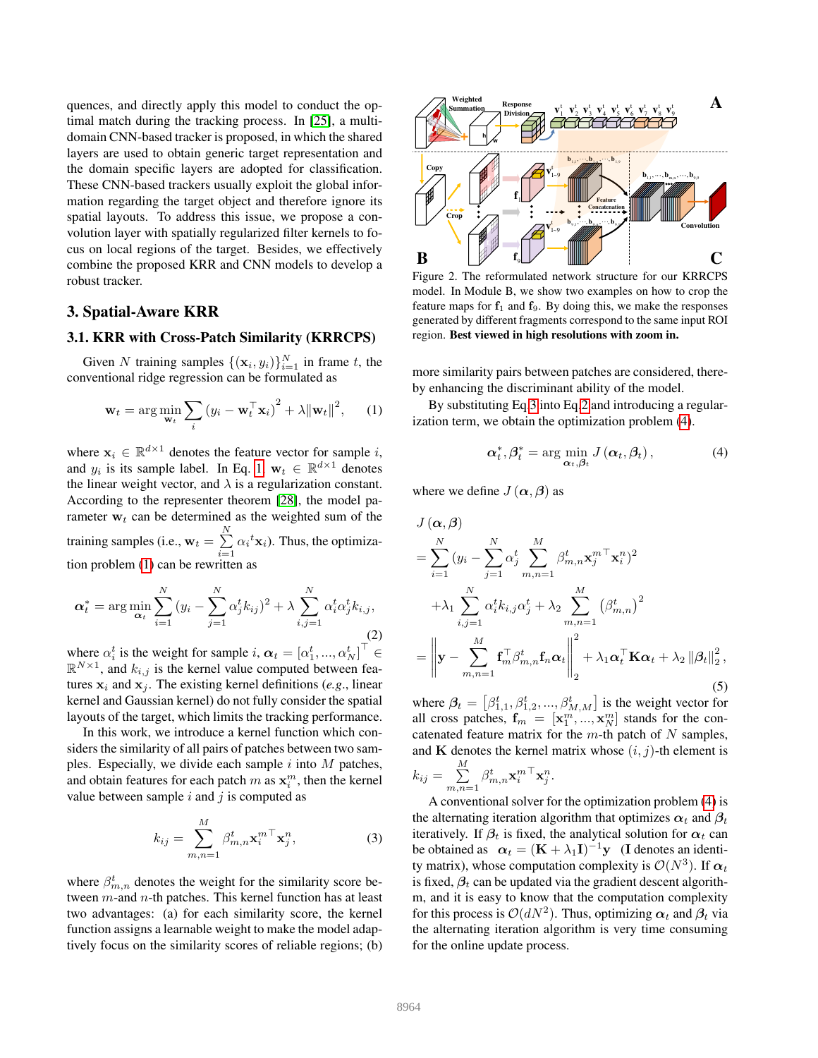quences, and directly apply this model to conduct the optimal match during the tracking process. In [25], a multi-domain CNN-based tracker is proposed, in which the shared layers are used to obtain generic target representation and the domain specific layers are adopted for classification. These CNN-based trackers usually exploit the global information regarding the target object and therefore ignore its spatial layouts. To address this issue, we propose a convolution layer with spatially regularized filter kernels to focus on local regions of the target. Besides, we effectively combine the proposed KRR and CNN models to develop a robust tracker.

## 3. Spatial-Aware KRR

### 3.1. KRR with Cross-Patch Similarity (KRRCPS)

Given $N$ training samples $\{(\mathbf{x}_i, y_i)\}_{i=1}^{N}$ in frame $t$, the conventional ridge regression can be formulated as

$$\mathbf{w}_t = \arg\min_{\mathbf{w}_t} \sum_i \left(y_i - \mathbf{w}_t^\top \mathbf{x}_i\right)^2 + \lambda \|\mathbf{w}_t\|^2, \quad (1)$$

where $\mathbf{x}_i \in \mathbb{R}^{d\times 1}$ denotes the feature vector for sample $i$, and $y_i$ is its sample label. In Eq. 1, $\mathbf{w}_t \in \mathbb{R}^{d\times 1}$ denotes the linear weight vector, and $\lambda$ is a regularization constant. According to the representer theorem [28], the model parameter $\mathbf{w}_t$ can be determined as the weighted sum of the training samples (i.e., $\mathbf{w}_t = \sum_{i=1}^{N} {\alpha_i}^t \mathbf{x}_i$). Thus, the optimization problem (1) can be rewritten as

$$\boldsymbol{\alpha}_t^* = \arg\min_{\boldsymbol{\alpha}_t} \sum_{i=1}^{N} (y_i - \sum_{j=1}^{N} \alpha_j^t k_{ij})^2 + \lambda \sum_{i,j=1}^{N} \alpha_i^t \alpha_j^t k_{i,j}, \quad (2)$$

where $\alpha_i^t$ is the weight for sample $i$, $\boldsymbol{\alpha}_t = [\alpha_1^t, ..., \alpha_N^t]^\top \in \mathbb{R}^{N\times 1}$, and $k_{i,j}$ is the kernel value computed between features $\mathbf{x}_i$ and $\mathbf{x}_j$. The existing kernel definitions (*e.g.*, linear kernel and Gaussian kernel) do not fully consider the spatial layouts of the target, which limits the tracking performance.

In this work, we introduce a kernel function which considers the similarity of all pairs of patches between two samples. Especially, we divide each sample $i$ into $M$ patches, and obtain features for each patch $m$ as $\mathbf{x}_i^m$, then the kernel value between sample $i$ and $j$ is computed as

$$k_{ij} = \sum_{m,n=1}^{M} \beta_{m,n}^t {\mathbf{x}_i^m}^\top \mathbf{x}_j^n, \quad (3)$$

where $\beta_{m,n}^t$ denotes the weight for the similarity score between $m$-and $n$-th patches. This kernel function has at least two advantages: (a) for each similarity score, the kernel function assigns a learnable weight to make the model adaptively focus on the similarity scores of reliable regions; (b) more similarity pairs between patches are considered, thereby enhancing the discriminant ability of the model.

Figure 2. The reformulated network structure for our KRRCPS model. In Module B, we show two examples on how to crop the feature maps for $\mathbf{f}_1$ and $\mathbf{f}_9$. By doing this, we make the responses generated by different fragments correspond to the same input ROI region. **Best viewed in high resolutions with zoom in.**

By substituting Eq.3 into Eq.2 and introducing a regularization term, we obtain the optimization problem (4).

$$\boldsymbol{\alpha}_t^*, \boldsymbol{\beta}_t^* = \arg\min_{\boldsymbol{\alpha}_t, \boldsymbol{\beta}_t} J\left(\boldsymbol{\alpha}_t, \boldsymbol{\beta}_t\right), \quad (4)$$

where we define $J\left(\boldsymbol{\alpha}, \boldsymbol{\beta}\right)$ as

$$\begin{aligned} & J\left(\boldsymbol{\alpha}, \boldsymbol{\beta}\right) \\ &= \sum_{i=1}^{N} (y_i - \sum_{j=1}^{N} \alpha_j^t \sum_{m,n=1}^{M} \beta_{m,n}^t {\mathbf{x}_j^m}^\top \mathbf{x}_i^n)^2 \\ &\quad + \lambda_1 \sum_{i,j=1}^{N} \alpha_i^t k_{i,j} \alpha_j^t + \lambda_2 \sum_{m,n=1}^{M} \left(\beta_{m,n}^t\right)^2 \\ &= \left\| \mathbf{y} - \sum_{m,n=1}^{M} \mathbf{f}_m^\top \beta_{m,n}^t \mathbf{f}_n \boldsymbol{\alpha}_t \right\|_2^2 + \lambda_1 \boldsymbol{\alpha}_t^\top \mathbf{K} \boldsymbol{\alpha}_t + \lambda_2 \left\|\boldsymbol{\beta}_t\right\|_2^2, \end{aligned} \quad (5)$$

where $\boldsymbol{\beta}_t = \left[\beta_{1,1}^t, \beta_{1,2}^t, ..., \beta_{M,M}^t\right]$ is the weight vector for all cross patches, $\mathbf{f}_m = [\mathbf{x}_1^m, ..., \mathbf{x}_N^m]$ stands for the concatenated feature matrix for the $m$-th patch of $N$ samples, and $\mathbf{K}$ denotes the kernel matrix whose $(i, j)$-th element is $k_{ij} = \sum_{m,n=1}^{M} \beta_{m,n}^t {\mathbf{x}_i^m}^\top \mathbf{x}_j^n$.

A conventional solver for the optimization problem (4) is the alternating iteration algorithm that optimizes $\boldsymbol{\alpha}_t$ and $\boldsymbol{\beta}_t$ iteratively. If $\boldsymbol{\beta}_t$ is fixed, the analytical solution for $\boldsymbol{\alpha}_t$ can be obtained as $\boldsymbol{\alpha}_t = (\mathbf{K} + \lambda_1 \mathbf{I})^{-1}\mathbf{y}$ ($\mathbf{I}$ denotes an identity matrix), whose computation complexity is $\mathcal{O}(N^3)$. If $\boldsymbol{\alpha}_t$ is fixed, $\boldsymbol{\beta}_t$ can be updated via the gradient descent algorithm, and it is easy to know that the computation complexity for this process is $\mathcal{O}(dN^2)$. Thus, optimizing $\boldsymbol{\alpha}_t$ and $\boldsymbol{\beta}_t$ via the alternating iteration algorithm is very time consuming for the online update process.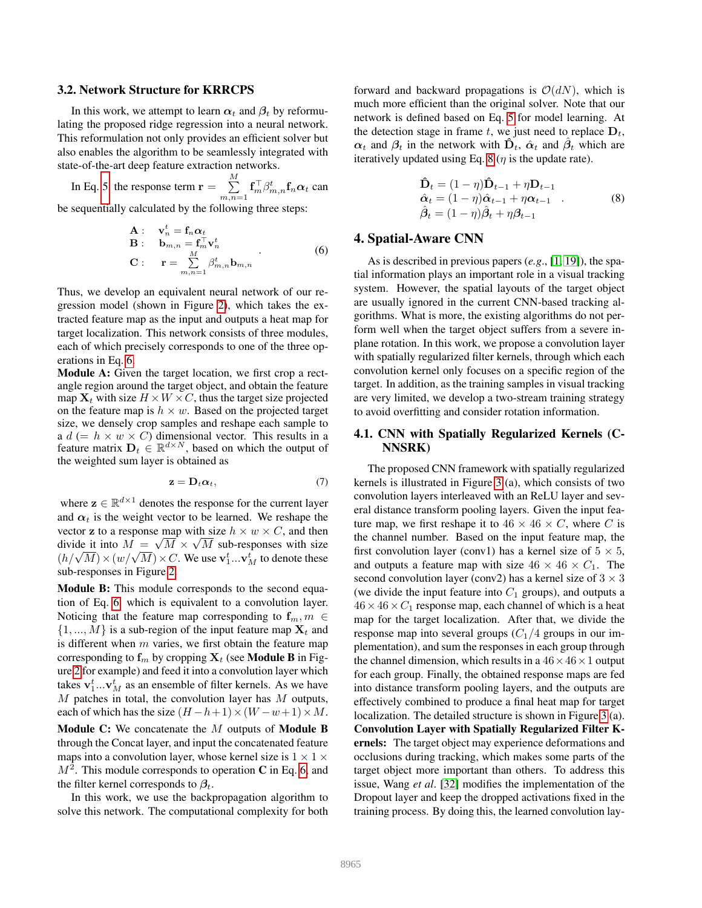### 3.2. Network Structure for KRRCPS

In this work, we attempt to learn $\boldsymbol{\alpha}_t$ and $\boldsymbol{\beta}_t$ by reformulating the proposed ridge regression into a neural network. This reformulation not only provides an efficient solver but also enables the algorithm to be seamlessly integrated with state-of-the-art deep feature extraction networks.

In Eq. 5, the response term $\mathbf{r} = \sum_{m,n=1}^{M} \mathbf{f}_m^\top \beta_{m,n}^t \mathbf{f}_n \boldsymbol{\alpha}_t$ can be sequentially calculated by the following three steps:

$$
\begin{array}{ll}
\mathbf{A}: & \mathbf{v}_n^t = \mathbf{f}_n \boldsymbol{\alpha}_t \\
\mathbf{B}: & \mathbf{b}_{m,n} = \mathbf{f}_m^\top \mathbf{v}_n^t \\
\mathbf{C}: & \mathbf{r} = \sum_{m,n=1}^{M} \beta_{m,n}^t \mathbf{b}_{m,n}
\end{array}
. \tag{6}
$$

Thus, we develop an equivalent neural network of our regression model (shown in Figure 2), which takes the extracted feature map as the input and outputs a heat map for target localization. This network consists of three modules, each of which precisely corresponds to one of the three operations in Eq. 6.

**Module A:** Given the target location, we first crop a rectangle region around the target object, and obtain the feature map $\mathbf{X}_t$ with size $H \times W \times C$, thus the target size projected on the feature map is $h \times w$. Based on the projected target size, we densely crop samples and reshape each sample to a $d$ $(= h \times w \times C)$ dimensional vector. This results in a feature matrix $\mathbf{D}_t \in \mathbb{R}^{d \times N}$, based on which the output of the weighted sum layer is obtained as

$$
\mathbf{z} = \mathbf{D}_t \boldsymbol{\alpha}_t, \tag{7}
$$

where $\mathbf{z} \in \mathbb{R}^{d \times 1}$ denotes the response for the current layer and $\boldsymbol{\alpha}_t$ is the weight vector to be learned. We reshape the vector $\mathbf{z}$ to a response map with size $h \times w \times C$, and then divide it into $M = \sqrt{M} \times \sqrt{M}$ sub-responses with size $(h/\sqrt{M}) \times (w/\sqrt{M}) \times C$. We use $\mathbf{v}_1^t ... \mathbf{v}_M^t$ to denote these sub-responses in Figure 2.

**Module B:** This module corresponds to the second equation of Eq. 6, which is equivalent to a convolution layer. Noticing that the feature map corresponding to $\mathbf{f}_m, m \in \{1, ..., M\}$ is a sub-region of the input feature map $\mathbf{X}_t$ and is different when $m$ varies, we first obtain the feature map corresponding to $\mathbf{f}_m$ by cropping $\mathbf{X}_t$ (see **Module B** in Figure 2 for example) and feed it into a convolution layer which takes $\mathbf{v}_1^t ... \mathbf{v}_M^t$ as an ensemble of filter kernels. As we have $M$ patches in total, the convolution layer has $M$ outputs, each of which has the size $(H - h + 1) \times (W - w + 1) \times M$.

**Module C:** We concatenate the $M$ outputs of **Module B** through the Concat layer, and input the concatenated feature maps into a convolution layer, whose kernel size is $1 \times 1 \times M^2$. This module corresponds to operation **C** in Eq. 6, and the filter kernel corresponds to $\boldsymbol{\beta}_t$.

In this work, we use the backpropagation algorithm to solve this network. The computational complexity for both forward and backward propagations is $\mathcal{O}(dN)$, which is much more efficient than the original solver. Note that our network is defined based on Eq. 5 for model learning. At the detection stage in frame $t$, we just need to replace $\mathbf{D}_t$, $\boldsymbol{\alpha}_t$ and $\boldsymbol{\beta}_t$ in the network with $\hat{\mathbf{D}}_t$, $\hat{\boldsymbol{\alpha}}_t$ and $\hat{\boldsymbol{\beta}}_t$ which are iteratively updated using Eq. 8 ($\eta$ is the update rate).

$$
\begin{array}{l}
\hat{\mathbf{D}}_t = (1 - \eta) \hat{\mathbf{D}}_{t-1} + \eta \mathbf{D}_{t-1} \\
\hat{\boldsymbol{\alpha}}_t = (1 - \eta) \hat{\boldsymbol{\alpha}}_{t-1} + \eta \boldsymbol{\alpha}_{t-1} \\
\hat{\boldsymbol{\beta}}_t = (1 - \eta) \hat{\boldsymbol{\beta}}_t + \eta \boldsymbol{\beta}_{t-1}
\end{array}
. \tag{8}
$$

## 4. Spatial-Aware CNN

As is described in previous papers (*e.g.*, [1, 19]), the spatial information plays an important role in a visual tracking system. However, the spatial layouts of the target object are usually ignored in the current CNN-based tracking algorithms. What is more, the existing algorithms do not perform well when the target object suffers from a severe in-plane rotation. In this work, we propose a convolution layer with spatially regularized filter kernels, through which each convolution kernel only focuses on a specific region of the target. In addition, as the training samples in visual tracking are very limited, we develop a two-stream training strategy to avoid overfitting and consider rotation information.

### 4.1. CNN with Spatially Regularized Kernels (CNNSRK)

The proposed CNN framework with spatially regularized kernels is illustrated in Figure 3 (a), which consists of two convolution layers interleaved with an ReLU layer and several distance transform pooling layers. Given the input feature map, we first reshape it to $46 \times 46 \times C$, where $C$ is the channel number. Based on the input feature map, the first convolution layer (conv1) has a kernel size of $5 \times 5$, and outputs a feature map with size $46 \times 46 \times C_1$. The second convolution layer (conv2) has a kernel size of $3 \times 3$ (we divide the input feature into $C_1$ groups), and outputs a $46 \times 46 \times C_1$ response map, each channel of which is a heat map for the target localization. After that, we divide the response map into several groups ($C_1/4$ groups in our implementation), and sum the responses in each group through the channel dimension, which results in a $46 \times 46 \times 1$ output for each group. Finally, the obtained response maps are fed into distance transform pooling layers, and the outputs are effectively combined to produce a final heat map for target localization. The detailed structure is shown in Figure 3 (a).

**Convolution Layer with Spatially Regularized Filter Kernels:** The target object may experience deformations and occlusions during tracking, which makes some parts of the target object more important than others. To address this issue, Wang *et al.* [32] modifies the implementation of the Dropout layer and keep the dropped activations fixed in the training process. By doing this, the learned convolution lay-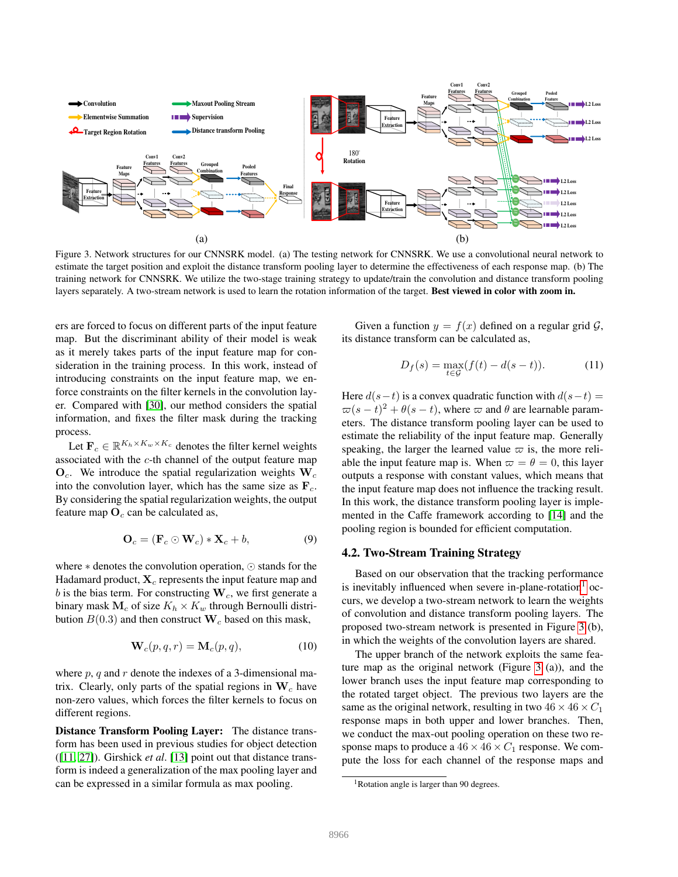Figure 3. Network structures for our CNNSRK model. (a) The testing network for CNNSRK. We use a convolutional neural network to estimate the target position and exploit the distance transform pooling layer to determine the effectiveness of each response map. (b) The training network for CNNSRK. We utilize the two-stage training strategy to update/train the convolution and distance transform pooling layers separately. A two-stream network is used to learn the rotation information of the target. **Best viewed in color with zoom in.**

ers are forced to focus on different parts of the input feature map. But the discriminant ability of their model is weak as it merely takes parts of the input feature map for consideration in the training process. In this work, instead of introducing constraints on the input feature map, we enforce constraints on the filter kernels in the convolution layer. Compared with [30], our method considers the spatial information, and fixes the filter mask during the tracking process.

Let $\mathbf{F}_c \in \mathbb{R}^{K_h \times K_w \times K_c}$ denotes the filter kernel weights associated with the $c$-th channel of the output feature map $\mathbf{O}_c$. We introduce the spatial regularization weights $\mathbf{W}_c$ into the convolution layer, which has the same size as $\mathbf{F}_c$. By considering the spatial regularization weights, the output feature map $\mathbf{O}_c$ can be calculated as,

$$\mathbf{O}_c = (\mathbf{F}_c \odot \mathbf{W}_c) * \mathbf{X}_c + b, \tag{9}$$

where $*$ denotes the convolution operation, $\odot$ stands for the Hadamard product, $\mathbf{X}_c$ represents the input feature map and $b$ is the bias term. For constructing $\mathbf{W}_c$, we first generate a binary mask $\mathbf{M}_c$ of size $K_h \times K_w$ through Bernoulli distribution $B(0.3)$ and then construct $\mathbf{W}_c$ based on this mask,

$$\mathbf{W}_c(p, q, r) = \mathbf{M}_c(p, q), \tag{10}$$

where $p$, $q$ and $r$ denote the indexes of a 3-dimensional matrix. Clearly, only parts of the spatial regions in $\mathbf{W}_c$ have non-zero values, which forces the filter kernels to focus on different regions.

**Distance Transform Pooling Layer:** The distance transform has been used in previous studies for object detection ([11, 27]). Girshick *et al.* [13] point out that distance transform is indeed a generalization of the max pooling layer and can be expressed in a similar formula as max pooling.

Given a function $y = f(x)$ defined on a regular grid $\mathcal{G}$, its distance transform can be calculated as,

$$D_f(s) = \max_{t \in \mathcal{G}} (f(t) - d(s - t)). \tag{11}$$

Here $d(s-t)$ is a convex quadratic function with $d(s-t) = \varpi(s-t)^2 + \theta(s-t)$, where $\varpi$ and $\theta$ are learnable parameters. The distance transform pooling layer can be used to estimate the reliability of the input feature map. Generally speaking, the larger the learned value $\varpi$ is, the more reliable the input feature map is. When $\varpi = \theta = 0$, this layer outputs a response with constant values, which means that the input feature map does not influence the tracking result. In this work, the distance transform pooling layer is implemented in the Caffe framework according to [14] and the pooling region is bounded for efficient computation.

## 4.2. Two-Stream Training Strategy

Based on our observation that the tracking performance is inevitably influenced when severe in-plane-rotation[1] occurs, we develop a two-stream network to learn the weights of convolution and distance transform pooling layers. The proposed two-stream network is presented in Figure 3 (b), in which the weights of the convolution layers are shared.

The upper branch of the network exploits the same feature map as the original network (Figure 3 (a)), and the lower branch uses the input feature map corresponding to the rotated target object. The previous two layers are the same as the original network, resulting in two $46 \times 46 \times C_1$ response maps in both upper and lower branches. Then, we conduct the max-out pooling operation on these two response maps to produce a $46 \times 46 \times C_1$ response. We compute the loss for each channel of the response maps and

[1] Rotation angle is larger than 90 degrees.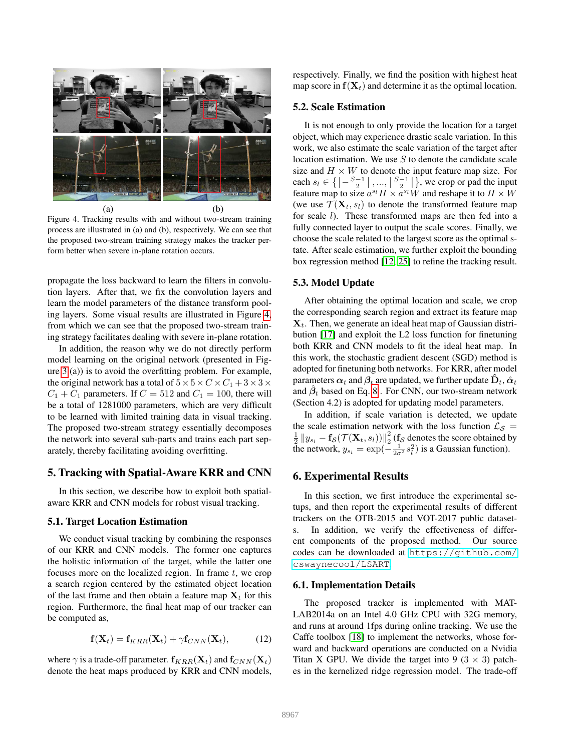(a) (b)

Figure 4. Tracking results with and without two-stream training process are illustrated in (a) and (b), respectively. We can see that the proposed two-stream training strategy makes the tracker perform better when severe in-plane rotation occurs.

propagate the loss backward to learn the filters in convolution layers. After that, we fix the convolution layers and learn the model parameters of the distance transform pooling layers. Some visual results are illustrated in Figure 4, from which we can see that the proposed two-stream training strategy facilitates dealing with severe in-plane rotation.

In addition, the reason why we do not directly perform model learning on the original network (presented in Figure 3 (a)) is to avoid the overfitting problem. For example, the original network has a total of $5 \times 5 \times C \times C_1 + 3 \times 3 \times C_1 + C_1$ parameters. If $C = 512$ and $C_1 = 100$, there will be a total of 1281000 parameters, which are very difficult to be learned with limited training data in visual tracking. The proposed two-stream strategy essentially decomposes the network into several sub-parts and trains each part separately, thereby facilitating avoiding overfitting.

# 5. Tracking with Spatial-Aware KRR and CNN

In this section, we describe how to exploit both spatial-aware KRR and CNN models for robust visual tracking.

## 5.1. Target Location Estimation

We conduct visual tracking by combining the responses of our KRR and CNN models. The former one captures the holistic information of the target, while the latter one focuses more on the localized region. In frame $t$, we crop a search region centered by the estimated object location of the last frame and then obtain a feature map $\mathbf{X}_t$ for this region. Furthermore, the final heat map of our tracker can be computed as,

$$\mathbf{f}(\mathbf{X}_t) = \mathbf{f}_{KRR}(\mathbf{X}_t) + \gamma \mathbf{f}_{CNN}(\mathbf{X}_t), \tag{12}$$

where $\gamma$ is a trade-off parameter. $\mathbf{f}_{KRR}(\mathbf{X}_t)$ and $\mathbf{f}_{CNN}(\mathbf{X}_t)$ denote the heat maps produced by KRR and CNN models, respectively. Finally, we find the position with highest heat map score in $\mathbf{f}(\mathbf{X}_t)$ and determine it as the optimal location.

## 5.2. Scale Estimation

It is not enough to only provide the location for a target object, which may experience drastic scale variation. In this work, we also estimate the scale variation of the target after location estimation. We use $S$ to denote the candidate scale size and $H \times W$ to denote the input feature map size. For each $s_l \in \left\{ \left\lfloor -\frac{S-1}{2} \right\rfloor, ..., \left\lfloor \frac{S-1}{2} \right\rfloor \right\}$, we crop or pad the input feature map to size $a^{s_l} H \times a^{s_l} W$ and reshape it to $H \times W$ (we use $\mathcal{T}(\mathbf{X}_t, s_l)$ to denote the transformed feature map for scale $l$). These transformed maps are then fed into a fully connected layer to output the scale scores. Finally, we choose the scale related to the largest score as the optimal state. After scale estimation, we further exploit the bounding box regression method [12, 25] to refine the tracking result.

## 5.3. Model Update

After obtaining the optimal location and scale, we crop the corresponding search region and extract its feature map $\mathbf{X}_t$. Then, we generate an ideal heat map of Gaussian distribution [17] and exploit the L2 loss function for finetuning both KRR and CNN models to fit the ideal heat map. In this work, the stochastic gradient descent (SGD) method is adopted for finetuning both networks. For KRR, after model parameters $\boldsymbol{\alpha}_t$ and $\boldsymbol{\beta}_t$ are updated, we further update $\hat{\mathbf{D}}_t$, $\hat{\boldsymbol{\alpha}}_t$ and $\hat{\boldsymbol{\beta}}_t$ based on Eq. 8. For CNN, our two-stream network (Section 4.2) is adopted for updating model parameters.

In addition, if scale variation is detected, we update the scale estimation network with the loss function $\mathcal{L}_{\mathcal{S}} = \frac{1}{2}\|y_{s_l} - \mathbf{f}_{\mathcal{S}}(\mathcal{T}(\mathbf{X}_t, s_l))\|_2^2$ ($\mathbf{f}_{\mathcal{S}}$ denotes the score obtained by the network, $y_{s_l} = \exp(-\frac{1}{2\sigma^2}s_l^2)$ is a Gaussian function).

# 6. Experimental Results

In this section, we first introduce the experimental setups, and then report the experimental results of different trackers on the OTB-2015 and VOT-2017 public datasets. In addition, we verify the effectiveness of different components of the proposed method. Our source codes can be downloaded at https://github.com/cswaynecool/LSART.

## 6.1. Implementation Details

The proposed tracker is implemented with MATLAB2014a on an Intel 4.0 GHz CPU with 32G memory, and runs at around 1fps during online tracking. We use the Caffe toolbox [18] to implement the networks, whose forward and backward operations are conducted on a Nvidia Titan X GPU. We divide the target into 9 ($3 \times 3$) patches in the kernelized ridge regression model. The trade-off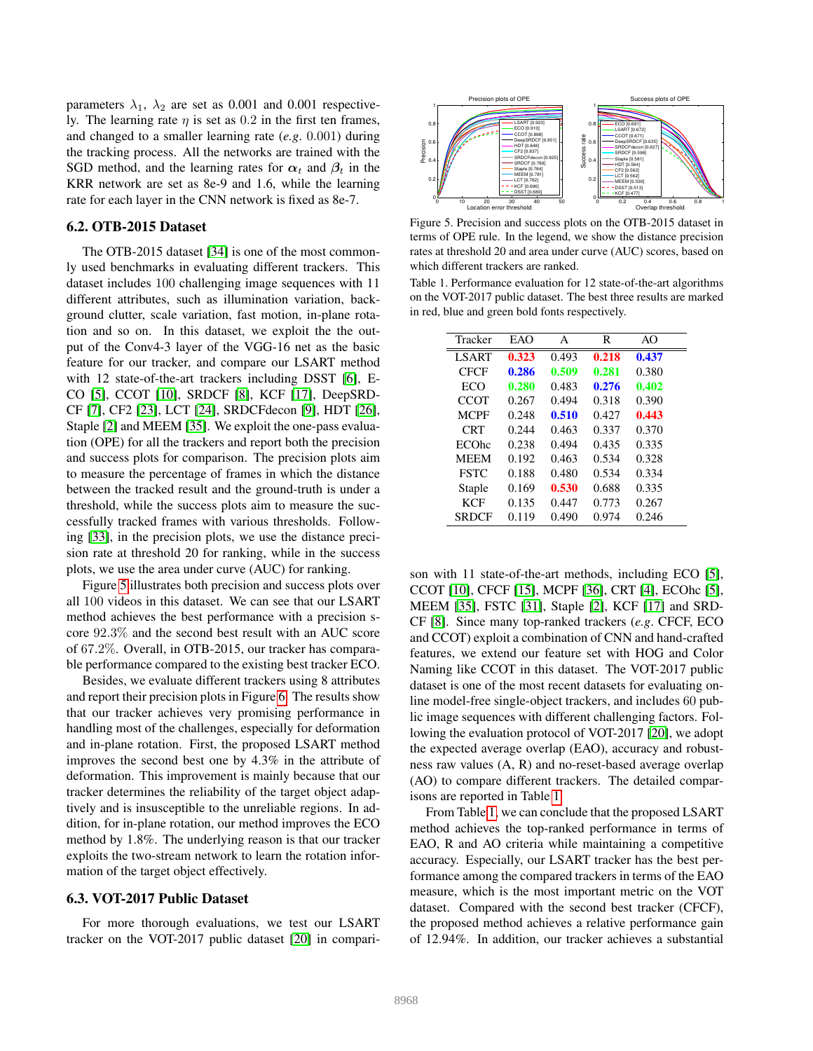parameters $\lambda_1$, $\lambda_2$ are set as 0.001 and 0.001 respectively. The learning rate $\eta$ is set as 0.2 in the first ten frames, and changed to a smaller learning rate (*e.g.* 0.001) during the tracking process. All the networks are trained with the SGD method, and the learning rates for $\boldsymbol{\alpha}_t$ and $\boldsymbol{\beta}_t$ in the KRR network are set as 8e-9 and 1.6, while the learning rate for each layer in the CNN network is fixed as 8e-7.

## 6.2. OTB-2015 Dataset

The OTB-2015 dataset [34] is one of the most commonly used benchmarks in evaluating different trackers. This dataset includes 100 challenging image sequences with 11 different attributes, such as illumination variation, background clutter, scale variation, fast motion, in-plane rotation and so on. In this dataset, we exploit the the output of the Conv4-3 layer of the VGG-16 net as the basic feature for our tracker, and compare our LSART method with 12 state-of-the-art trackers including DSST [6], ECO [5], CCOT [10], SRDCF [8], KCF [17], DeepSRDCF [7], CF2 [23], LCT [24], SRDCFdecon [9], HDT [26], Staple [2] and MEEM [35]. We exploit the one-pass evaluation (OPE) for all the trackers and report both the precision and success plots for comparison. The precision plots aim to measure the percentage of frames in which the distance between the tracked result and the ground-truth is under a threshold, while the success plots aim to measure the successfully tracked frames with various thresholds. Following [33], in the precision plots, we use the distance precision rate at threshold 20 for ranking, while in the success plots, we use the area under curve (AUC) for ranking.

Figure 5 illustrates both precision and success plots over all 100 videos in this dataset. We can see that our LSART method achieves the best performance with a precision score 92.3% and the second best result with an AUC score of 67.2%. Overall, in OTB-2015, our tracker has comparable performance compared to the existing best tracker ECO.

Besides, we evaluate different trackers using 8 attributes and report their precision plots in Figure 6. The results show that our tracker achieves very promising performance in handling most of the challenges, especially for deformation and in-plane rotation. First, the proposed LSART method improves the second best one by 4.3% in the attribute of deformation. This improvement is mainly because that our tracker determines the reliability of the target object adaptively and is insusceptible to the unreliable regions. In addition, for in-plane rotation, our method improves the ECO method by 1.8%. The underlying reason is that our tracker exploits the two-stream network to learn the rotation information of the target object effectively.

## 6.3. VOT-2017 Public Dataset

For more thorough evaluations, we test our LSART tracker on the VOT-2017 public dataset [20] in comparison with 11 state-of-the-art methods, including ECO [5], CCOT [10], CFCF [15], MCPF [36], CRT [4], ECOhc [5], MEEM [35], FSTC [31], Staple [2], KCF [17] and SRDCF [8]. Since many top-ranked trackers (*e.g.* CFCF, ECO and CCOT) exploit a combination of CNN and hand-crafted features, we extend our feature set with HOG and Color Naming like CCOT in this dataset. The VOT-2017 public dataset is one of the most recent datasets for evaluating online model-free single-object trackers, and includes 60 public image sequences with different challenging factors. Following the evaluation protocol of VOT-2017 [20], we adopt the expected average overlap (EAO), accuracy and robustness raw values (A, R) and no-reset-based average overlap (AO) to compare different trackers. The detailed comparisons are reported in Table 1.

From Table 1, we can conclude that the proposed LSART method achieves the top-ranked performance in terms of EAO, R and AO criteria while maintaining a competitive accuracy. Especially, our LSART tracker has the best performance among the compared trackers in terms of the EAO measure, which is the most important metric on the VOT dataset. Compared with the second best tracker (CFCF), the proposed method achieves a relative performance gain of 12.94%. In addition, our tracker achieves a substantial

Figure 5. Precision and success plots on the OTB-2015 dataset in terms of OPE rule. In the legend, we show the distance precision rates at threshold 20 and area under curve (AUC) scores, based on which different trackers are ranked.

Table 1. Performance evaluation for 12 state-of-the-art algorithms on the VOT-2017 public dataset. The best three results are marked in red, blue and green bold fonts respectively.

| Tracker | EAO | A | R | AO |
|---|---|---|---|---|
| LSART | **0.323** | 0.493 | **0.218** | **0.437** |
| CFCF | **0.286** | **0.509** | **0.281** | 0.380 |
| ECO | **0.280** | 0.483 | **0.276** | **0.402** |
| CCOT | 0.267 | 0.494 | 0.318 | 0.390 |
| MCPF | 0.248 | **0.510** | 0.427 | **0.443** |
| CRT | 0.244 | 0.463 | 0.337 | 0.370 |
| ECOhc | 0.238 | 0.494 | 0.435 | 0.335 |
| MEEM | 0.192 | 0.463 | 0.534 | 0.328 |
| FSTC | 0.188 | 0.480 | 0.534 | 0.334 |
| Staple | 0.169 | **0.530** | 0.688 | 0.335 |
| KCF | 0.135 | 0.447 | 0.773 | 0.267 |
| SRDCF | 0.119 | 0.490 | 0.974 | 0.246 |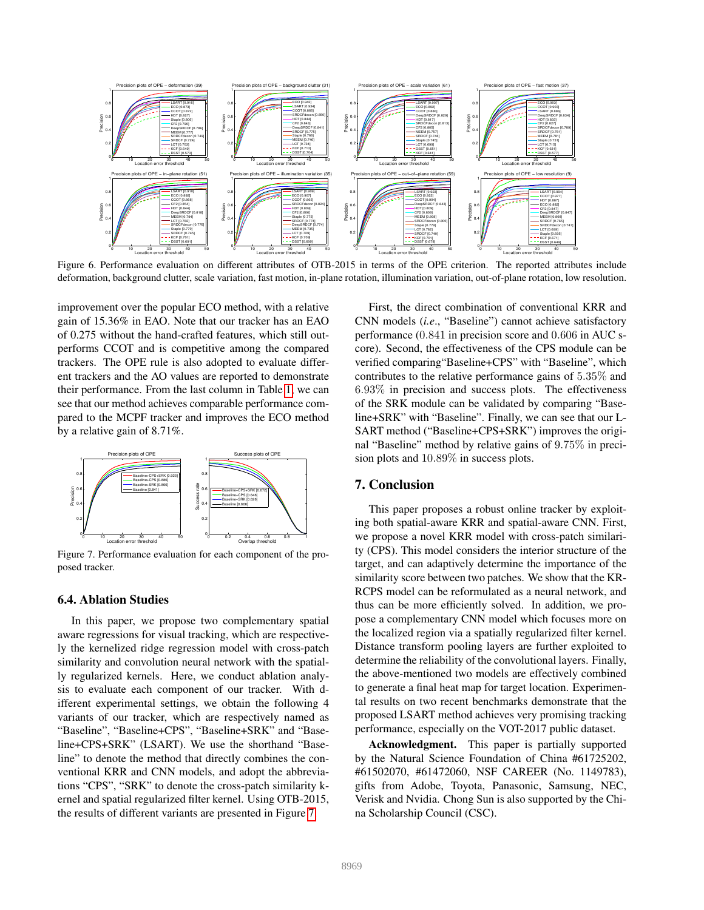Figure 6. Performance evaluation on different attributes of OTB-2015 in terms of the OPE criterion. The reported attributes include deformation, background clutter, scale variation, fast motion, in-plane rotation, illumination variation, out-of-plane rotation, low resolution.

improvement over the popular ECO method, with a relative gain of 15.36% in EAO. Note that our tracker has an EAO of 0.275 without the hand-crafted features, which still outperforms CCOT and is competitive among the compared trackers. The OPE rule is also adopted to evaluate different trackers and the AO values are reported to demonstrate their performance. From the last column in Table 1, we can see that our method achieves comparable performance compared to the MCPF tracker and improves the ECO method by a relative gain of 8.71%.

Figure 7. Performance evaluation for each component of the proposed tracker.

### 6.4. Ablation Studies

In this paper, we propose two complementary spatial aware regressions for visual tracking, which are respectively the kernelized ridge regression model with cross-patch similarity and convolution neural network with the spatially regularized kernels. Here, we conduct ablation analysis to evaluate each component of our tracker. With different experimental settings, we obtain the following 4 variants of our tracker, which are respectively named as "Baseline", "Baseline+CPS", "Baseline+SRK" and "Baseline+CPS+SRK" (LSART). We use the shorthand "Baseline" to denote the method that directly combines the conventional KRR and CNN models, and adopt the abbreviations "CPS", "SRK" to denote the cross-patch similarity kernel and spatial regularized filter kernel. Using OTB-2015, the results of different variants are presented in Figure 7.

First, the direct combination of conventional KRR and CNN models (*i.e*., "Baseline") cannot achieve satisfactory performance ($0.841$ in precision score and $0.606$ in AUC score). Second, the effectiveness of the CPS module can be verified comparing"Baseline+CPS" with "Baseline", which contributes to the relative performance gains of $5.35\%$ and $6.93\%$ in precision and success plots. The effectiveness of the SRK module can be validated by comparing "Baseline+SRK" with "Baseline". Finally, we can see that our LSART method ("Baseline+CPS+SRK") improves the original "Baseline" method by relative gains of $9.75\%$ in precision plots and $10.89\%$ in success plots.

## 7. Conclusion

This paper proposes a robust online tracker by exploiting both spatial-aware KRR and spatial-aware CNN. First, we propose a novel KRR model with cross-patch similarity (CPS). This model considers the interior structure of the target, and can adaptively determine the importance of the similarity score between two patches. We show that the KRRCPS model can be reformulated as a neural network, and thus can be more efficiently solved. In addition, we propose a complementary CNN model which focuses more on the localized region via a spatially regularized filter kernel. Distance transform pooling layers are further exploited to determine the reliability of the convolutional layers. Finally, the above-mentioned two models are effectively combined to generate a final heat map for target location. Experimental results on two recent benchmarks demonstrate that the proposed LSART method achieves very promising tracking performance, especially on the VOT-2017 public dataset.

**Acknowledgment.** This paper is partially supported by the Natural Science Foundation of China #61725202, #61502070, #61472060, NSF CAREER (No. 1149783), gifts from Adobe, Toyota, Panasonic, Samsung, NEC, Verisk and Nvidia. Chong Sun is also supported by the China Scholarship Council (CSC).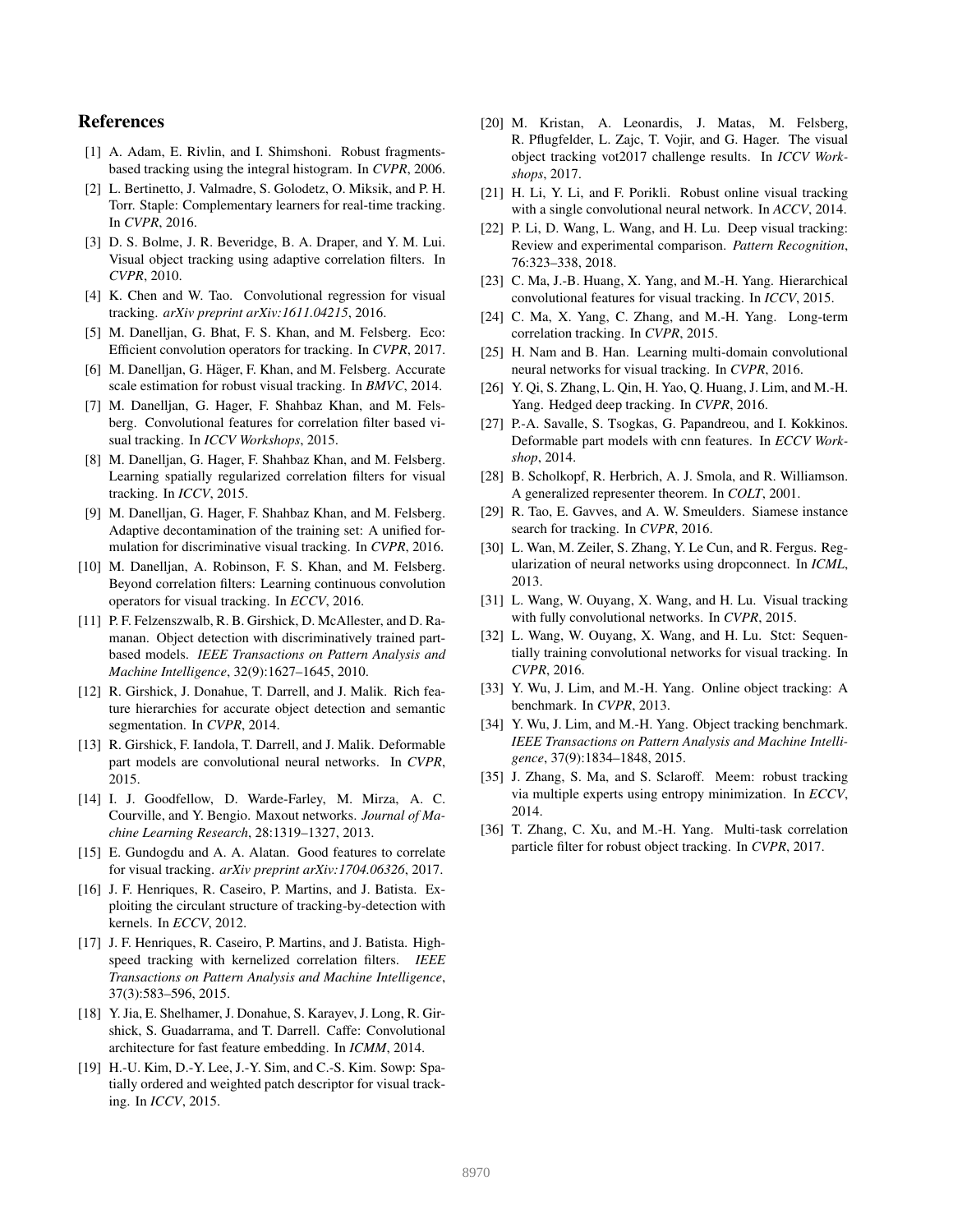## References

[1] A. Adam, E. Rivlin, and I. Shimshoni. Robust fragments-based tracking using the integral histogram. In *CVPR*, 2006.

[2] L. Bertinetto, J. Valmadre, S. Golodetz, O. Miksik, and P. H. Torr. Staple: Complementary learners for real-time tracking. In *CVPR*, 2016.

[3] D. S. Bolme, J. R. Beveridge, B. A. Draper, and Y. M. Lui. Visual object tracking using adaptive correlation filters. In *CVPR*, 2010.

[4] K. Chen and W. Tao. Convolutional regression for visual tracking. *arXiv preprint arXiv:1611.04215*, 2016.

[5] M. Danelljan, G. Bhat, F. S. Khan, and M. Felsberg. Eco: Efficient convolution operators for tracking. In *CVPR*, 2017.

[6] M. Danelljan, G. Häger, F. Khan, and M. Felsberg. Accurate scale estimation for robust visual tracking. In *BMVC*, 2014.

[7] M. Danelljan, G. Hager, F. Shahbaz Khan, and M. Felsberg. Convolutional features for correlation filter based visual tracking. In *ICCV Workshops*, 2015.

[8] M. Danelljan, G. Hager, F. Shahbaz Khan, and M. Felsberg. Learning spatially regularized correlation filters for visual tracking. In *ICCV*, 2015.

[9] M. Danelljan, G. Hager, F. Shahbaz Khan, and M. Felsberg. Adaptive decontamination of the training set: A unified formulation for discriminative visual tracking. In *CVPR*, 2016.

[10] M. Danelljan, A. Robinson, F. S. Khan, and M. Felsberg. Beyond correlation filters: Learning continuous convolution operators for visual tracking. In *ECCV*, 2016.

[11] P. F. Felzenszwalb, R. B. Girshick, D. McAllester, and D. Ramanan. Object detection with discriminatively trained part-based models. *IEEE Transactions on Pattern Analysis and Machine Intelligence*, 32(9):1627–1645, 2010.

[12] R. Girshick, J. Donahue, T. Darrell, and J. Malik. Rich feature hierarchies for accurate object detection and semantic segmentation. In *CVPR*, 2014.

[13] R. Girshick, F. Iandola, T. Darrell, and J. Malik. Deformable part models are convolutional neural networks. In *CVPR*, 2015.

[14] I. J. Goodfellow, D. Warde-Farley, M. Mirza, A. C. Courville, and Y. Bengio. Maxout networks. *Journal of Machine Learning Research*, 28:1319–1327, 2013.

[15] E. Gundogdu and A. A. Alatan. Good features to correlate for visual tracking. *arXiv preprint arXiv:1704.06326*, 2017.

[16] J. F. Henriques, R. Caseiro, P. Martins, and J. Batista. Exploiting the circulant structure of tracking-by-detection with kernels. In *ECCV*, 2012.

[17] J. F. Henriques, R. Caseiro, P. Martins, and J. Batista. High-speed tracking with kernelized correlation filters. *IEEE Transactions on Pattern Analysis and Machine Intelligence*, 37(3):583–596, 2015.

[18] Y. Jia, E. Shelhamer, J. Donahue, S. Karayev, J. Long, R. Girshick, S. Guadarrama, and T. Darrell. Caffe: Convolutional architecture for fast feature embedding. In *ICMM*, 2014.

[19] H.-U. Kim, D.-Y. Lee, J.-Y. Sim, and C.-S. Kim. Sowp: Spatially ordered and weighted patch descriptor for visual tracking. In *ICCV*, 2015.

[20] M. Kristan, A. Leonardis, J. Matas, M. Felsberg, R. Pflugfelder, L. Zajc, T. Vojir, and G. Hager. The visual object tracking vot2017 challenge results. In *ICCV Workshops*, 2017.

[21] H. Li, Y. Li, and F. Porikli. Robust online visual tracking with a single convolutional neural network. In *ACCV*, 2014.

[22] P. Li, D. Wang, L. Wang, and H. Lu. Deep visual tracking: Review and experimental comparison. *Pattern Recognition*, 76:323–338, 2018.

[23] C. Ma, J.-B. Huang, X. Yang, and M.-H. Yang. Hierarchical convolutional features for visual tracking. In *ICCV*, 2015.

[24] C. Ma, X. Yang, C. Zhang, and M.-H. Yang. Long-term correlation tracking. In *CVPR*, 2015.

[25] H. Nam and B. Han. Learning multi-domain convolutional neural networks for visual tracking. In *CVPR*, 2016.

[26] Y. Qi, S. Zhang, L. Qin, H. Yao, Q. Huang, J. Lim, and M.-H. Yang. Hedged deep tracking. In *CVPR*, 2016.

[27] P.-A. Savalle, S. Tsogkas, G. Papandreou, and I. Kokkinos. Deformable part models with cnn features. In *ECCV Workshop*, 2014.

[28] B. Scholkopf, R. Herbrich, A. J. Smola, and R. Williamson. A generalized representer theorem. In *COLT*, 2001.

[29] R. Tao, E. Gavves, and A. W. Smeulders. Siamese instance search for tracking. In *CVPR*, 2016.

[30] L. Wan, M. Zeiler, S. Zhang, Y. Le Cun, and R. Fergus. Regularization of neural networks using dropconnect. In *ICML*, 2013.

[31] L. Wang, W. Ouyang, X. Wang, and H. Lu. Visual tracking with fully convolutional networks. In *CVPR*, 2015.

[32] L. Wang, W. Ouyang, X. Wang, and H. Lu. Stct: Sequentially training convolutional networks for visual tracking. In *CVPR*, 2016.

[33] Y. Wu, J. Lim, and M.-H. Yang. Online object tracking: A benchmark. In *CVPR*, 2013.

[34] Y. Wu, J. Lim, and M.-H. Yang. Object tracking benchmark. *IEEE Transactions on Pattern Analysis and Machine Intelligence*, 37(9):1834–1848, 2015.

[35] J. Zhang, S. Ma, and S. Sclaroff. Meem: robust tracking via multiple experts using entropy minimization. In *ECCV*, 2014.

[36] T. Zhang, C. Xu, and M.-H. Yang. Multi-task correlation particle filter for robust object tracking. In *CVPR*, 2017.